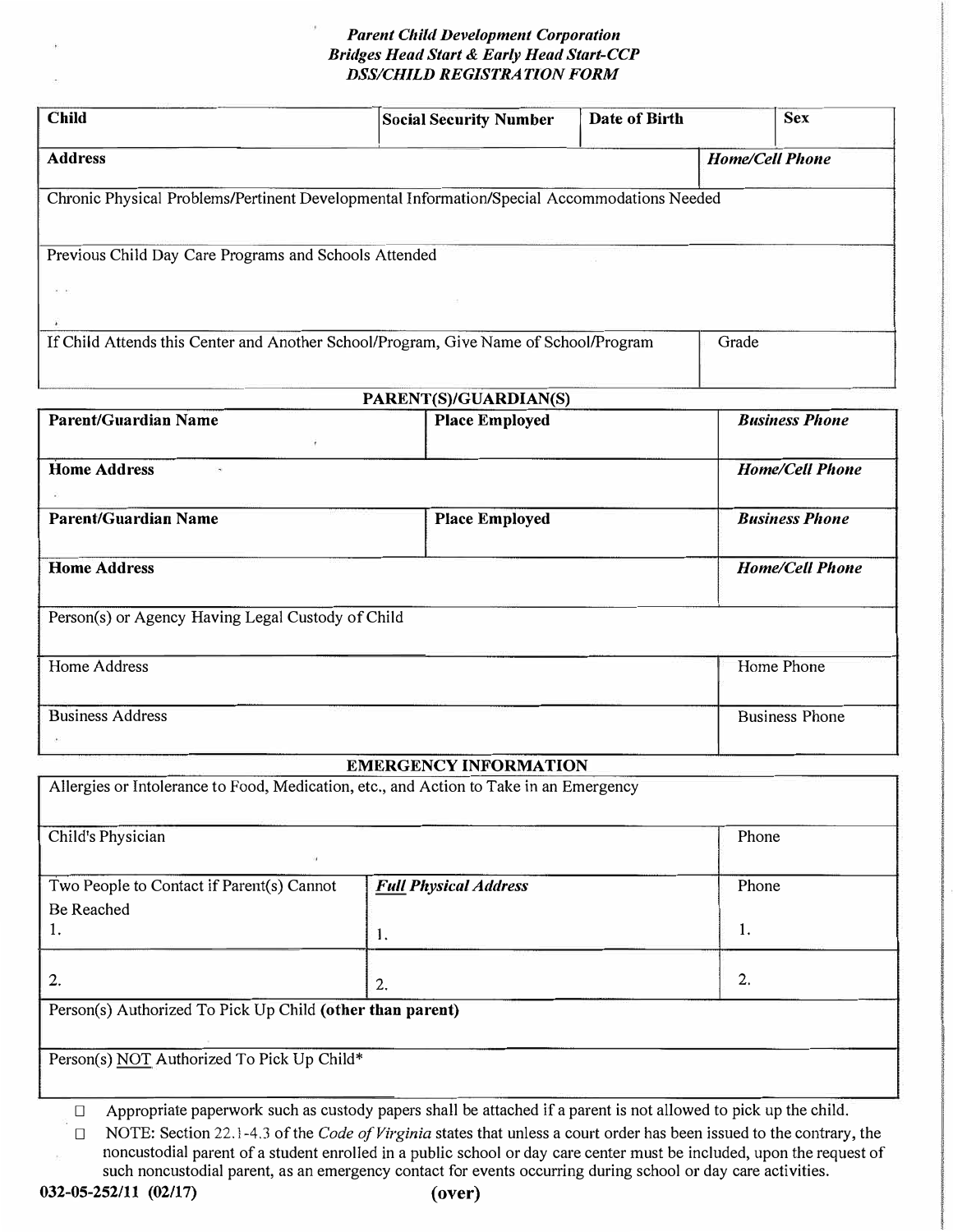*Parent Child Development Corporation*
*Bridges Head Start & Early Head Start-CCP*
*DSS/CHILD REGISTRATION FORM*

| **Child** | **Social Security Number** | **Date of Birth** | **Sex** |
|---|---|---|---|
| | | | |

| **Address** | ***Home/Cell Phone*** |
|---|---|
| | |

| Chronic Physical Problems/Pertinent Developmental Information/Special Accommodations Needed |
|---|
| |

| Previous Child Day Care Programs and Schools Attended |
|---|
| |

| If Child Attends this Center and Another School/Program, Give Name of School/Program | Grade |
|---|---|
| | |

## PARENT(S)/GUARDIAN(S)

| **Parent/Guardian Name** | **Place Employed** | ***Business Phone*** |
|---|---|---|
| **Home Address** | | ***Home/Cell Phone*** |
| **Parent/Guardian Name** | **Place Employed** | ***Business Phone*** |
| **Home Address** | | ***Home/Cell Phone*** |

| Person(s) or Agency Having Legal Custody of Child | |
|---|---|
| Home Address | Home Phone |
| Business Address | Business Phone |

## EMERGENCY INFORMATION

| Allergies or Intolerance to Food, Medication, etc., and Action to Take in an Emergency | | |
|---|---|---|
| Child's Physician | | Phone |
| Two People to Contact if Parent(s) Cannot Be Reached | ***Full** Physical Address* | Phone |
| 1. | 1. | 1. |
| 2. | 2. | 2. |
| Person(s) Authorized To Pick Up Child **(other than parent)** | | |
| Person(s) NOT Authorized To Pick Up Child* | | |

- ☐ Appropriate paperwork such as custody papers shall be attached if a parent is not allowed to pick up the child.
- ☐ NOTE: Section 22.1-4.3 of the *Code of Virginia* states that unless a court order has been issued to the contrary, the noncustodial parent of a student enrolled in a public school or day care center must be included, upon the request of such noncustodial parent, as an emergency contact for events occurring during school or day care activities.

**032-05-252/11 (02/17)** **(over)**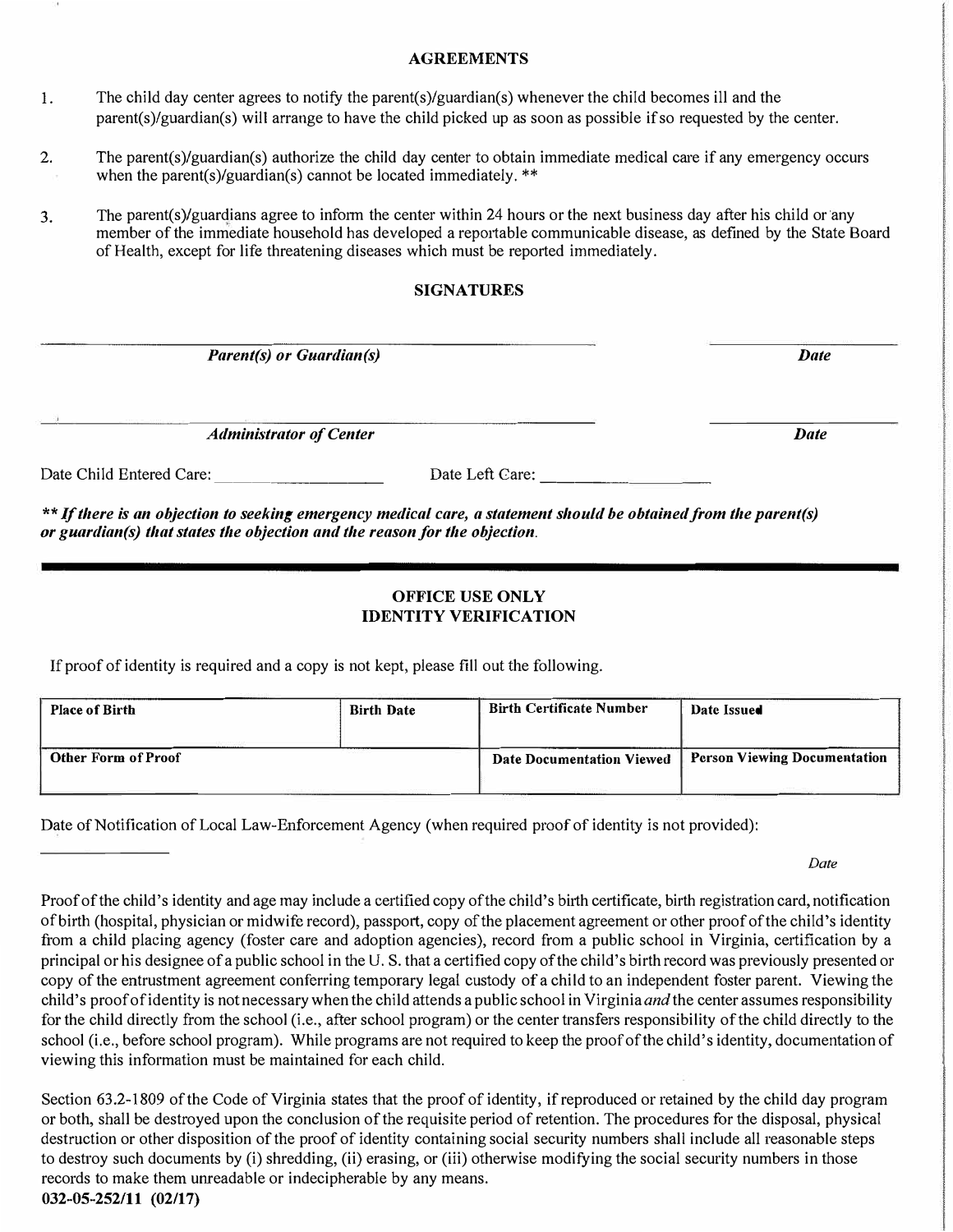## AGREEMENTS

1. The child day center agrees to notify the parent(s)/guardian(s) whenever the child becomes ill and the parent(s)/guardian(s) will arrange to have the child picked up as soon as possible if so requested by the center.

2. The parent(s)/guardian(s) authorize the child day center to obtain immediate medical care if any emergency occurs when the parent(s)/guardian(s) cannot be located immediately. **

3. The parent(s)/guardians agree to inform the center within 24 hours or the next business day after his child or any member of the immediate household has developed a reportable communicable disease, as defined by the State Board of Health, except for life threatening diseases which must be reported immediately.

## SIGNATURES

_________________________________________ ______________

***Parent(s) or Guardian(s)*** ***Date***

_________________________________________ ______________

***Administrator of Center*** ***Date***

Date Child Entered Care: ________________ Date Left Care: ________________

***** If there is an objection to seeking emergency medical care, a statement should be obtained from the parent(s) or guardian(s) that states the objection and the reason for the objection.***

## OFFICE USE ONLY
## IDENTITY VERIFICATION

If proof of identity is required and a copy is not kept, please fill out the following.

| Place of Birth | Birth Date | Birth Certificate Number | Date Issued |
|---|---|---|---|
| **Other Form of Proof** | | **Date Documentation Viewed** | **Person Viewing Documentation** |

Date of Notification of Local Law-Enforcement Agency (when required proof of identity is not provided):

______________

*Date*

Proof of the child's identity and age may include a certified copy of the child's birth certificate, birth registration card, notification of birth (hospital, physician or midwife record), passport, copy of the placement agreement or other proof of the child's identity from a child placing agency (foster care and adoption agencies), record from a public school in Virginia, certification by a principal or his designee of a public school in the U. S. that a certified copy of the child's birth record was previously presented or copy of the entrustment agreement conferring temporary legal custody of a child to an independent foster parent. Viewing the child's proof of identity is not necessary when the child attends a public school in Virginia *and* the center assumes responsibility for the child directly from the school (i.e., after school program) or the center transfers responsibility of the child directly to the school (i.e., before school program). While programs are not required to keep the proof of the child's identity, documentation of viewing this information must be maintained for each child.

Section 63.2-1809 of the Code of Virginia states that the proof of identity, if reproduced or retained by the child day program or both, shall be destroyed upon the conclusion of the requisite period of retention. The procedures for the disposal, physical destruction or other disposition of the proof of identity containing social security numbers shall include all reasonable steps to destroy such documents by (i) shredding, (ii) erasing, or (iii) otherwise modifying the social security numbers in those records to make them unreadable or indecipherable by any means.

**032-05-252/11 (02/17)**